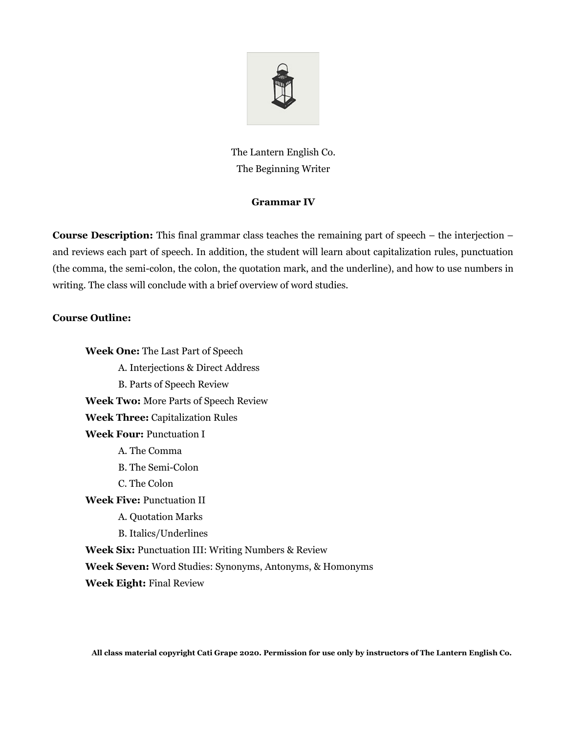The Lantern English Co.

The Beginning Writer

## Grammar IV

**Course Description:** This final grammar class teaches the remaining part of speech – the interjection – and reviews each part of speech. In addition, the student will learn about capitalization rules, punctuation (the comma, the semi-colon, the colon, the quotation mark, and the underline), and how to use numbers in writing. The class will conclude with a brief overview of word studies.

**Course Outline:**

- **Week One:** The Last Part of Speech
    - A. Interjections & Direct Address
    - B. Parts of Speech Review
- **Week Two:** More Parts of Speech Review
- **Week Three:** Capitalization Rules
- **Week Four:** Punctuation I
    - A. The Comma
    - B. The Semi-Colon
    - C. The Colon
- **Week Five:** Punctuation II
    - A. Quotation Marks
    - B. Italics/Underlines
- **Week Six:** Punctuation III: Writing Numbers & Review
- **Week Seven:** Word Studies: Synonyms, Antonyms, & Homonyms
- **Week Eight:** Final Review

**All class material copyright Cati Grape 2020. Permission for use only by instructors of The Lantern English Co.**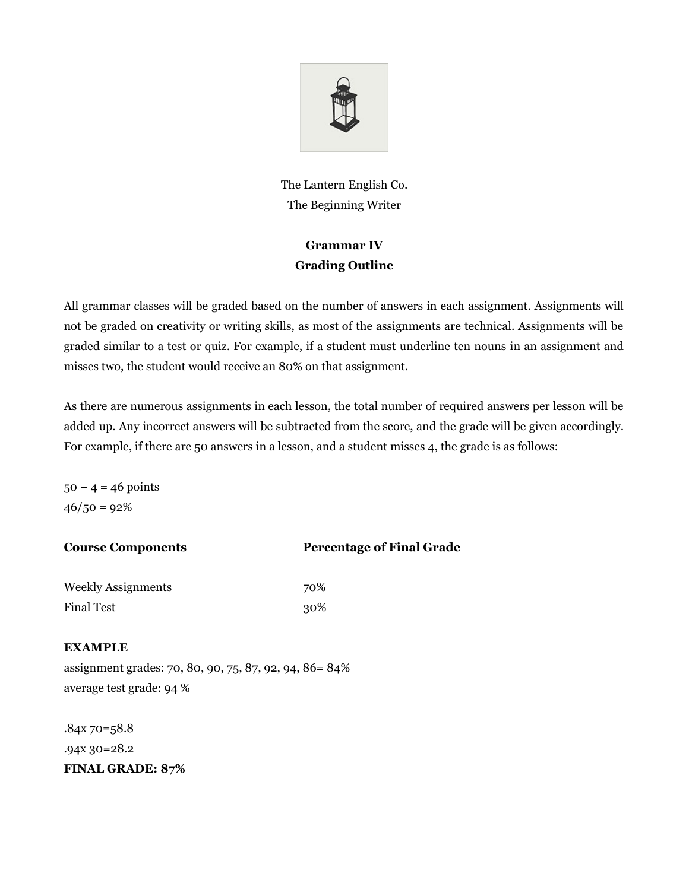The Lantern English Co.
The Beginning Writer

**Grammar IV**
**Grading Outline**

All grammar classes will be graded based on the number of answers in each assignment. Assignments will not be graded on creativity or writing skills, as most of the assignments are technical. Assignments will be graded similar to a test or quiz. For example, if a student must underline ten nouns in an assignment and misses two, the student would receive an 80% on that assignment.

As there are numerous assignments in each lesson, the total number of required answers per lesson will be added up. Any incorrect answers will be subtracted from the score, and the grade will be given accordingly. For example, if there are 50 answers in a lesson, and a student misses 4, the grade is as follows:

50 – 4 = 46 points
46/50 = 92%

| **Course Components** | **Percentage of Final Grade** |
|---|---|
| Weekly Assignments | 70% |
| Final Test | 30% |

**EXAMPLE**
assignment grades: 70, 80, 90, 75, 87, 92, 94, 86= 84%
average test grade: 94 %

.84x 70=58.8
.94x 30=28.2
**FINAL GRADE: 87%**